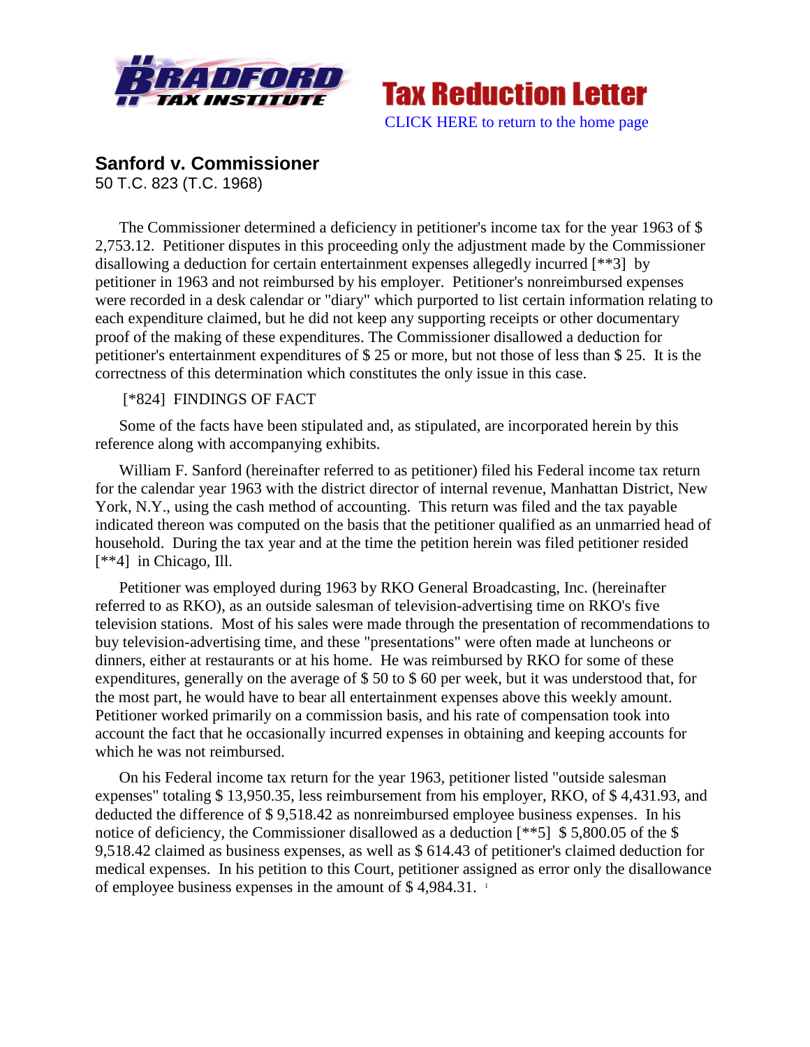Bradford Tax Institute — Tax Reduction Letter

CLICK HERE to return to the home page

## Sanford v. Commissioner

50 T.C. 823 (T.C. 1968)

The Commissioner determined a deficiency in petitioner's income tax for the year 1963 of $ 2,753.12. Petitioner disputes in this proceeding only the adjustment made by the Commissioner disallowing a deduction for certain entertainment expenses allegedly incurred [**3] by petitioner in 1963 and not reimbursed by his employer. Petitioner's nonreimbursed expenses were recorded in a desk calendar or "diary" which purported to list certain information relating to each expenditure claimed, but he did not keep any supporting receipts or other documentary proof of the making of these expenditures. The Commissioner disallowed a deduction for petitioner's entertainment expenditures of $ 25 or more, but not those of less than $ 25. It is the correctness of this determination which constitutes the only issue in this case.

[*824] FINDINGS OF FACT

Some of the facts have been stipulated and, as stipulated, are incorporated herein by this reference along with accompanying exhibits.

William F. Sanford (hereinafter referred to as petitioner) filed his Federal income tax return for the calendar year 1963 with the district director of internal revenue, Manhattan District, New York, N.Y., using the cash method of accounting. This return was filed and the tax payable indicated thereon was computed on the basis that the petitioner qualified as an unmarried head of household. During the tax year and at the time the petition herein was filed petitioner resided [**4] in Chicago, Ill.

Petitioner was employed during 1963 by RKO General Broadcasting, Inc. (hereinafter referred to as RKO), as an outside salesman of television-advertising time on RKO's five television stations. Most of his sales were made through the presentation of recommendations to buy television-advertising time, and these "presentations" were often made at luncheons or dinners, either at restaurants or at his home. He was reimbursed by RKO for some of these expenditures, generally on the average of $ 50 to $ 60 per week, but it was understood that, for the most part, he would have to bear all entertainment expenses above this weekly amount. Petitioner worked primarily on a commission basis, and his rate of compensation took into account the fact that he occasionally incurred expenses in obtaining and keeping accounts for which he was not reimbursed.

On his Federal income tax return for the year 1963, petitioner listed "outside salesman expenses" totaling $ 13,950.35, less reimbursement from his employer, RKO, of $ 4,431.93, and deducted the difference of $ 9,518.42 as nonreimbursed employee business expenses. In his notice of deficiency, the Commissioner disallowed as a deduction [**5] $ 5,800.05 of the $ 9,518.42 claimed as business expenses, as well as $ 614.43 of petitioner's claimed deduction for medical expenses. In his petition to this Court, petitioner assigned as error only the disallowance of employee business expenses in the amount of $ 4,984.31. [1]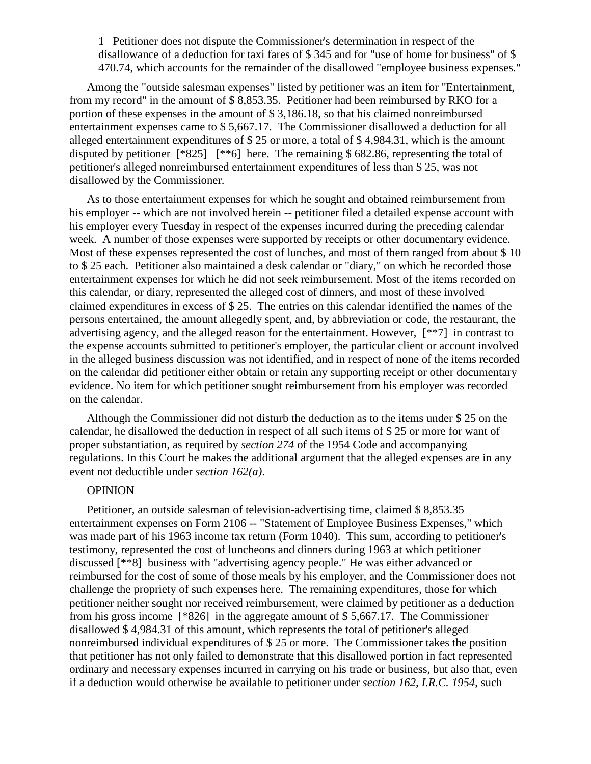1 Petitioner does not dispute the Commissioner's determination in respect of the disallowance of a deduction for taxi fares of $ 345 and for "use of home for business" of $ 470.74, which accounts for the remainder of the disallowed "employee business expenses."

Among the "outside salesman expenses" listed by petitioner was an item for "Entertainment, from my record" in the amount of $ 8,853.35. Petitioner had been reimbursed by RKO for a portion of these expenses in the amount of $ 3,186.18, so that his claimed nonreimbursed entertainment expenses came to $ 5,667.17. The Commissioner disallowed a deduction for all alleged entertainment expenditures of $ 25 or more, a total of $ 4,984.31, which is the amount disputed by petitioner [*825] [**6] here. The remaining $ 682.86, representing the total of petitioner's alleged nonreimbursed entertainment expenditures of less than $ 25, was not disallowed by the Commissioner.

As to those entertainment expenses for which he sought and obtained reimbursement from his employer -- which are not involved herein -- petitioner filed a detailed expense account with his employer every Tuesday in respect of the expenses incurred during the preceding calendar week. A number of those expenses were supported by receipts or other documentary evidence. Most of these expenses represented the cost of lunches, and most of them ranged from about $ 10 to $ 25 each. Petitioner also maintained a desk calendar or "diary," on which he recorded those entertainment expenses for which he did not seek reimbursement. Most of the items recorded on this calendar, or diary, represented the alleged cost of dinners, and most of these involved claimed expenditures in excess of $ 25. The entries on this calendar identified the names of the persons entertained, the amount allegedly spent, and, by abbreviation or code, the restaurant, the advertising agency, and the alleged reason for the entertainment. However, [**7] in contrast to the expense accounts submitted to petitioner's employer, the particular client or account involved in the alleged business discussion was not identified, and in respect of none of the items recorded on the calendar did petitioner either obtain or retain any supporting receipt or other documentary evidence. No item for which petitioner sought reimbursement from his employer was recorded on the calendar.

Although the Commissioner did not disturb the deduction as to the items under $ 25 on the calendar, he disallowed the deduction in respect of all such items of $ 25 or more for want of proper substantiation, as required by *section 274* of the 1954 Code and accompanying regulations. In this Court he makes the additional argument that the alleged expenses are in any event not deductible under *section 162(a)*.

OPINION

Petitioner, an outside salesman of television-advertising time, claimed $ 8,853.35 entertainment expenses on Form 2106 -- "Statement of Employee Business Expenses," which was made part of his 1963 income tax return (Form 1040). This sum, according to petitioner's testimony, represented the cost of luncheons and dinners during 1963 at which petitioner discussed [**8] business with "advertising agency people." He was either advanced or reimbursed for the cost of some of those meals by his employer, and the Commissioner does not challenge the propriety of such expenses here. The remaining expenditures, those for which petitioner neither sought nor received reimbursement, were claimed by petitioner as a deduction from his gross income [*826] in the aggregate amount of $ 5,667.17. The Commissioner disallowed $ 4,984.31 of this amount, which represents the total of petitioner's alleged nonreimbursed individual expenditures of $ 25 or more. The Commissioner takes the position that petitioner has not only failed to demonstrate that this disallowed portion in fact represented ordinary and necessary expenses incurred in carrying on his trade or business, but also that, even if a deduction would otherwise be available to petitioner under *section 162, I.R.C. 1954*, such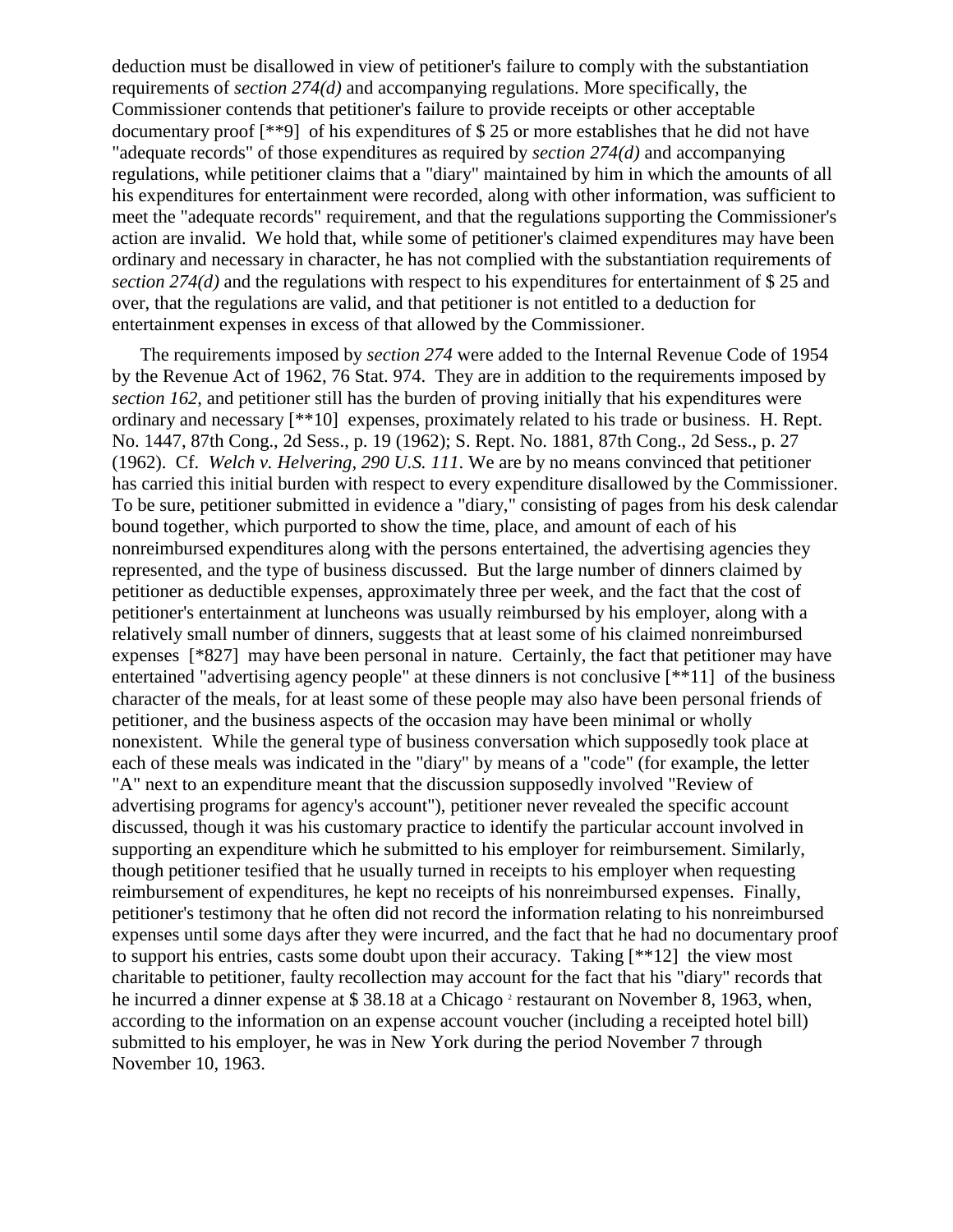deduction must be disallowed in view of petitioner's failure to comply with the substantiation requirements of *section 274(d)* and accompanying regulations. More specifically, the Commissioner contends that petitioner's failure to provide receipts or other acceptable documentary proof [**9] of his expenditures of $ 25 or more establishes that he did not have "adequate records" of those expenditures as required by *section 274(d)* and accompanying regulations, while petitioner claims that a "diary" maintained by him in which the amounts of all his expenditures for entertainment were recorded, along with other information, was sufficient to meet the "adequate records" requirement, and that the regulations supporting the Commissioner's action are invalid. We hold that, while some of petitioner's claimed expenditures may have been ordinary and necessary in character, he has not complied with the substantiation requirements of *section 274(d)* and the regulations with respect to his expenditures for entertainment of $ 25 and over, that the regulations are valid, and that petitioner is not entitled to a deduction for entertainment expenses in excess of that allowed by the Commissioner.

The requirements imposed by *section 274* were added to the Internal Revenue Code of 1954 by the Revenue Act of 1962, 76 Stat. 974. They are in addition to the requirements imposed by *section 162*, and petitioner still has the burden of proving initially that his expenditures were ordinary and necessary [**10] expenses, proximately related to his trade or business. H. Rept. No. 1447, 87th Cong., 2d Sess., p. 19 (1962); S. Rept. No. 1881, 87th Cong., 2d Sess., p. 27 (1962). Cf. *Welch v. Helvering, 290 U.S. 111*. We are by no means convinced that petitioner has carried this initial burden with respect to every expenditure disallowed by the Commissioner. To be sure, petitioner submitted in evidence a "diary," consisting of pages from his desk calendar bound together, which purported to show the time, place, and amount of each of his nonreimbursed expenditures along with the persons entertained, the advertising agencies they represented, and the type of business discussed. But the large number of dinners claimed by petitioner as deductible expenses, approximately three per week, and the fact that the cost of petitioner's entertainment at luncheons was usually reimbursed by his employer, along with a relatively small number of dinners, suggests that at least some of his claimed nonreimbursed expenses [*827] may have been personal in nature. Certainly, the fact that petitioner may have entertained "advertising agency people" at these dinners is not conclusive [**11] of the business character of the meals, for at least some of these people may also have been personal friends of petitioner, and the business aspects of the occasion may have been minimal or wholly nonexistent. While the general type of business conversation which supposedly took place at each of these meals was indicated in the "diary" by means of a "code" (for example, the letter "A" next to an expenditure meant that the discussion supposedly involved "Review of advertising programs for agency's account"), petitioner never revealed the specific account discussed, though it was his customary practice to identify the particular account involved in supporting an expenditure which he submitted to his employer for reimbursement. Similarly, though petitioner tesified that he usually turned in receipts to his employer when requesting reimbursement of expenditures, he kept no receipts of his nonreimbursed expenses. Finally, petitioner's testimony that he often did not record the information relating to his nonreimbursed expenses until some days after they were incurred, and the fact that he had no documentary proof to support his entries, casts some doubt upon their accuracy. Taking [**12] the view most charitable to petitioner, faulty recollection may account for the fact that his "diary" records that he incurred a dinner expense at $ 38.18 at a Chicago [2] restaurant on November 8, 1963, when, according to the information on an expense account voucher (including a receipted hotel bill) submitted to his employer, he was in New York during the period November 7 through November 10, 1963.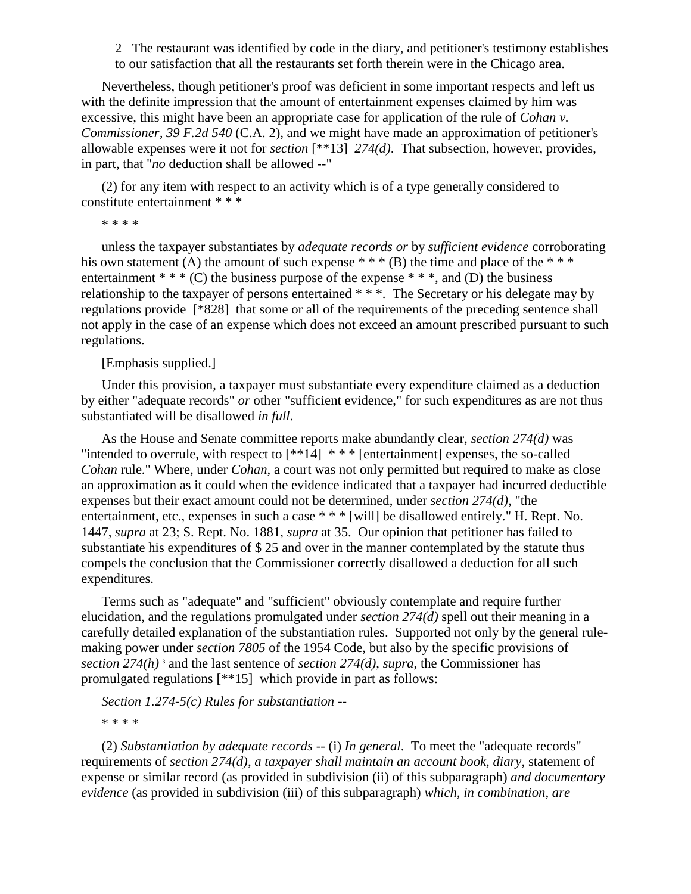2 The restaurant was identified by code in the diary, and petitioner's testimony establishes to our satisfaction that all the restaurants set forth therein were in the Chicago area.

Nevertheless, though petitioner's proof was deficient in some important respects and left us with the definite impression that the amount of entertainment expenses claimed by him was excessive, this might have been an appropriate case for application of the rule of *Cohan v. Commissioner, 39 F.2d 540* (C.A. 2), and we might have made an approximation of petitioner's allowable expenses were it not for *section* [**13] *274(d)*. That subsection, however, provides, in part, that "*no* deduction shall be allowed --"

(2) for any item with respect to an activity which is of a type generally considered to constitute entertainment * * *

* * * *

unless the taxpayer substantiates by *adequate records or* by *sufficient evidence* corroborating his own statement (A) the amount of such expense * * * (B) the time and place of the * * * entertainment * * * (C) the business purpose of the expense * * *, and (D) the business relationship to the taxpayer of persons entertained * * *. The Secretary or his delegate may by regulations provide [*828] that some or all of the requirements of the preceding sentence shall not apply in the case of an expense which does not exceed an amount prescribed pursuant to such regulations.

[Emphasis supplied.]

Under this provision, a taxpayer must substantiate every expenditure claimed as a deduction by either "adequate records" *or* other "sufficient evidence," for such expenditures as are not thus substantiated will be disallowed *in full*.

As the House and Senate committee reports make abundantly clear, *section 274(d)* was "intended to overrule, with respect to [**14] * * * [entertainment] expenses, the so-called *Cohan* rule." Where, under *Cohan*, a court was not only permitted but required to make as close an approximation as it could when the evidence indicated that a taxpayer had incurred deductible expenses but their exact amount could not be determined, under *section 274(d)*, "the entertainment, etc., expenses in such a case * * * [will] be disallowed entirely." H. Rept. No. 1447, *supra* at 23; S. Rept. No. 1881, *supra* at 35. Our opinion that petitioner has failed to substantiate his expenditures of $ 25 and over in the manner contemplated by the statute thus compels the conclusion that the Commissioner correctly disallowed a deduction for all such expenditures.

Terms such as "adequate" and "sufficient" obviously contemplate and require further elucidation, and the regulations promulgated under *section 274(d)* spell out their meaning in a carefully detailed explanation of the substantiation rules. Supported not only by the general rule-making power under *section 7805* of the 1954 Code, but also by the specific provisions of *section 274(h)* [3] and the last sentence of *section 274(d), supra*, the Commissioner has promulgated regulations [**15] which provide in part as follows:

*Section 1.274-5(c) Rules for substantiation --*

* * * *

(2) *Substantiation by adequate records* -- (i) *In general*. To meet the "adequate records" requirements of *section 274(d)*, *a taxpayer shall maintain an account book, diary*, statement of expense or similar record (as provided in subdivision (ii) of this subparagraph) *and documentary evidence* (as provided in subdivision (iii) of this subparagraph) *which, in combination, are*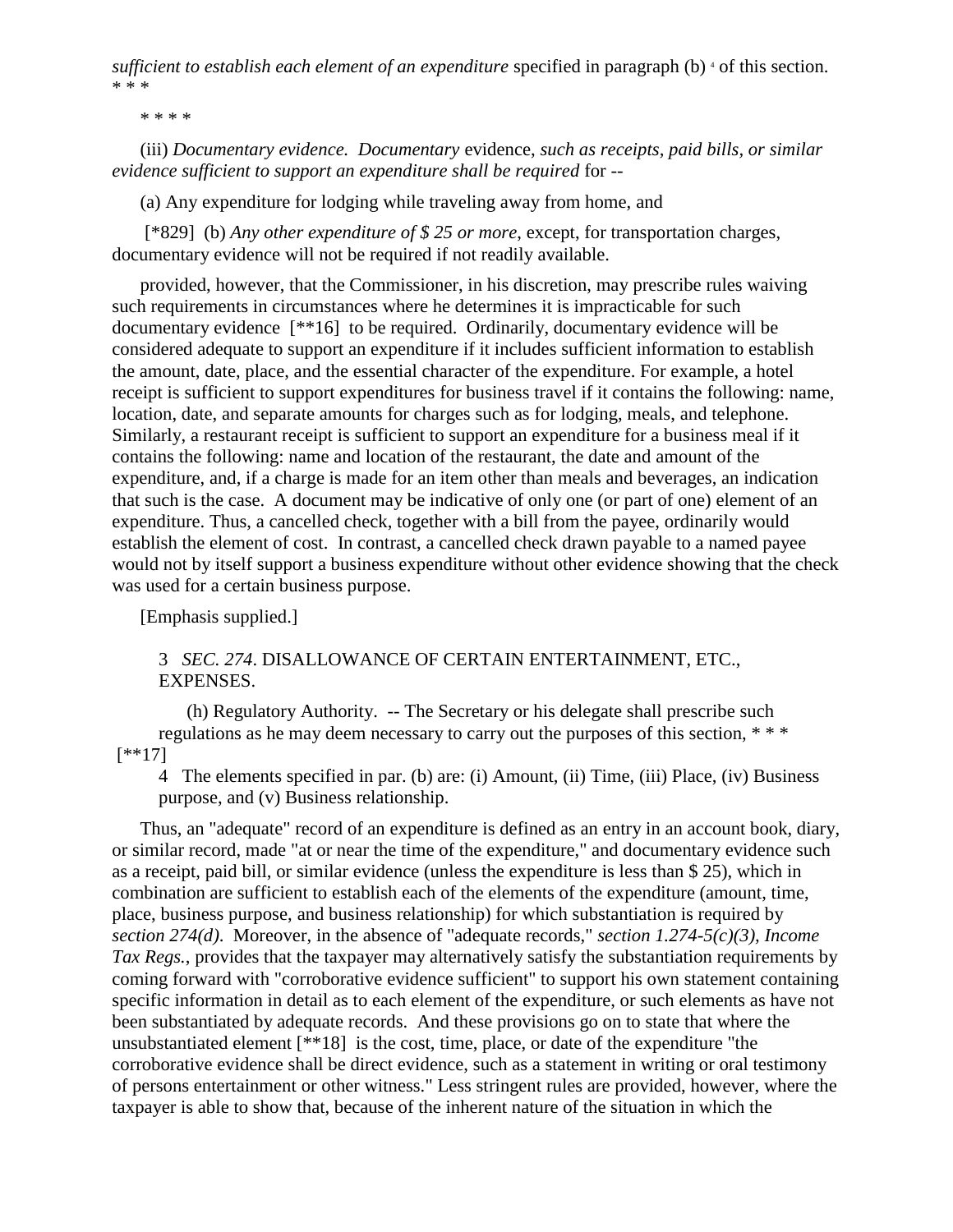*sufficient to establish each element of an expenditure* specified in paragraph (b) [4] of this section. * * *

* * * *

(iii) *Documentary evidence. Documentary* evidence, *such as receipts, paid bills, or similar evidence sufficient to support an expenditure shall be required* for --

(a) Any expenditure for lodging while traveling away from home, and

[*829] (b) *Any other expenditure of $ 25 or more*, except, for transportation charges, documentary evidence will not be required if not readily available.

provided, however, that the Commissioner, in his discretion, may prescribe rules waiving such requirements in circumstances where he determines it is impracticable for such documentary evidence [**16] to be required. Ordinarily, documentary evidence will be considered adequate to support an expenditure if it includes sufficient information to establish the amount, date, place, and the essential character of the expenditure. For example, a hotel receipt is sufficient to support expenditures for business travel if it contains the following: name, location, date, and separate amounts for charges such as for lodging, meals, and telephone. Similarly, a restaurant receipt is sufficient to support an expenditure for a business meal if it contains the following: name and location of the restaurant, the date and amount of the expenditure, and, if a charge is made for an item other than meals and beverages, an indication that such is the case. A document may be indicative of only one (or part of one) element of an expenditure. Thus, a cancelled check, together with a bill from the payee, ordinarily would establish the element of cost. In contrast, a cancelled check drawn payable to a named payee would not by itself support a business expenditure without other evidence showing that the check was used for a certain business purpose.

[Emphasis supplied.]

> 3 *SEC. 274*. DISALLOWANCE OF CERTAIN ENTERTAINMENT, ETC., EXPENSES.
>
> (h) Regulatory Authority. -- The Secretary or his delegate shall prescribe such regulations as he may deem necessary to carry out the purposes of this section, * * *

[**17]

> 4 The elements specified in par. (b) are: (i) Amount, (ii) Time, (iii) Place, (iv) Business purpose, and (v) Business relationship.

Thus, an "adequate" record of an expenditure is defined as an entry in an account book, diary, or similar record, made "at or near the time of the expenditure," and documentary evidence such as a receipt, paid bill, or similar evidence (unless the expenditure is less than $ 25), which in combination are sufficient to establish each of the elements of the expenditure (amount, time, place, business purpose, and business relationship) for which substantiation is required by *section 274(d)*. Moreover, in the absence of "adequate records," *section 1.274-5(c)(3), Income Tax Regs.*, provides that the taxpayer may alternatively satisfy the substantiation requirements by coming forward with "corroborative evidence sufficient" to support his own statement containing specific information in detail as to each element of the expenditure, or such elements as have not been substantiated by adequate records. And these provisions go on to state that where the unsubstantiated element [**18] is the cost, time, place, or date of the expenditure "the corroborative evidence shall be direct evidence, such as a statement in writing or oral testimony of persons entertainment or other witness." Less stringent rules are provided, however, where the taxpayer is able to show that, because of the inherent nature of the situation in which the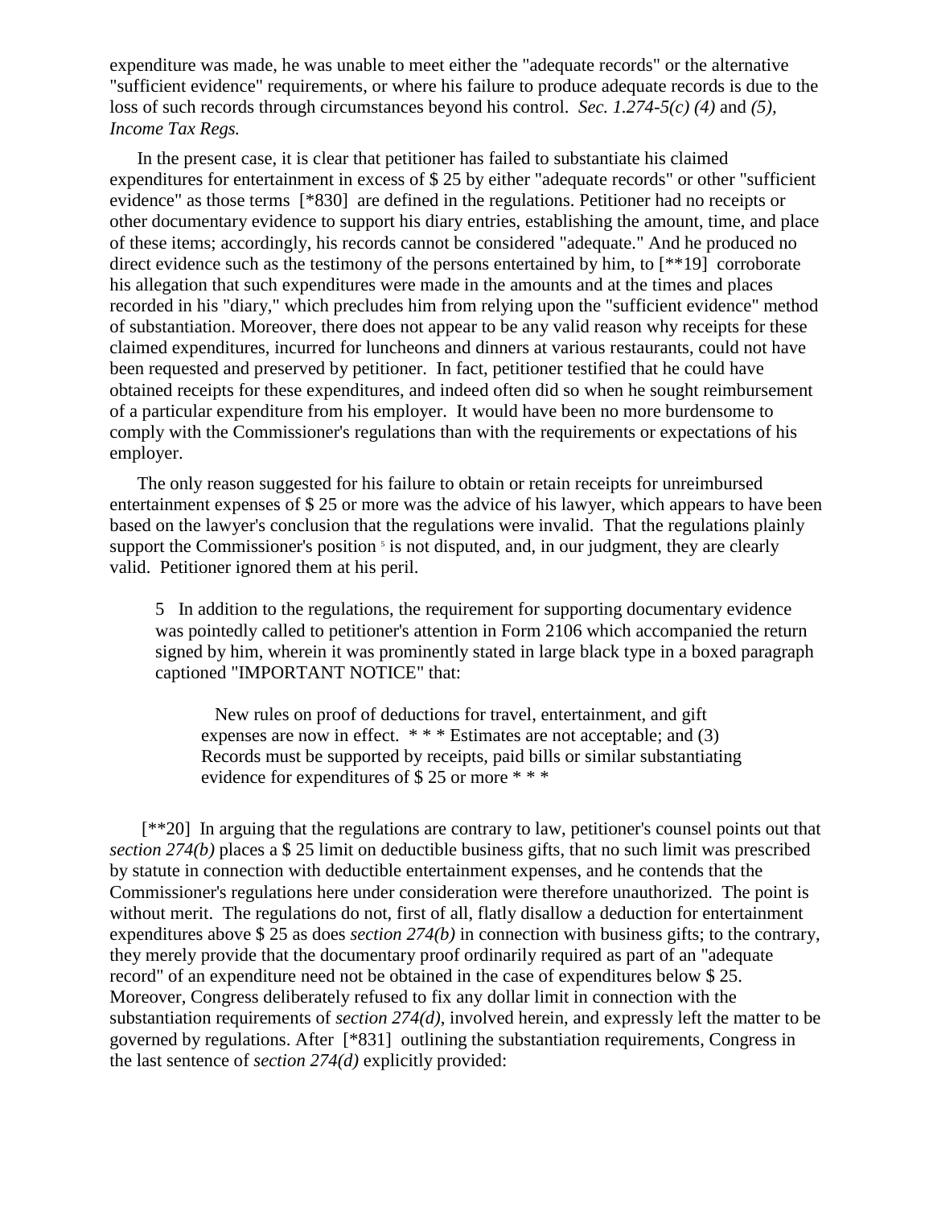expenditure was made, he was unable to meet either the "adequate records" or the alternative "sufficient evidence" requirements, or where his failure to produce adequate records is due to the loss of such records through circumstances beyond his control. *Sec. 1.274-5(c) (4)* and *(5), Income Tax Regs.*

In the present case, it is clear that petitioner has failed to substantiate his claimed expenditures for entertainment in excess of $ 25 by either "adequate records" or other "sufficient evidence" as those terms [*830] are defined in the regulations. Petitioner had no receipts or other documentary evidence to support his diary entries, establishing the amount, time, and place of these items; accordingly, his records cannot be considered "adequate." And he produced no direct evidence such as the testimony of the persons entertained by him, to [**19] corroborate his allegation that such expenditures were made in the amounts and at the times and places recorded in his "diary," which precludes him from relying upon the "sufficient evidence" method of substantiation. Moreover, there does not appear to be any valid reason why receipts for these claimed expenditures, incurred for luncheons and dinners at various restaurants, could not have been requested and preserved by petitioner. In fact, petitioner testified that he could have obtained receipts for these expenditures, and indeed often did so when he sought reimbursement of a particular expenditure from his employer. It would have been no more burdensome to comply with the Commissioner's regulations than with the requirements or expectations of his employer.

The only reason suggested for his failure to obtain or retain receipts for unreimbursed entertainment expenses of $ 25 or more was the advice of his lawyer, which appears to have been based on the lawyer's conclusion that the regulations were invalid. That the regulations plainly support the Commissioner's position [5] is not disputed, and, in our judgment, they are clearly valid. Petitioner ignored them at his peril.

> 5 In addition to the regulations, the requirement for supporting documentary evidence was pointedly called to petitioner's attention in Form 2106 which accompanied the return signed by him, wherein it was prominently stated in large black type in a boxed paragraph captioned "IMPORTANT NOTICE" that:
>
> > New rules on proof of deductions for travel, entertainment, and gift expenses are now in effect. * * * Estimates are not acceptable; and (3) Records must be supported by receipts, paid bills or similar substantiating evidence for expenditures of $ 25 or more * * *

[**20] In arguing that the regulations are contrary to law, petitioner's counsel points out that *section 274(b)* places a $ 25 limit on deductible business gifts, that no such limit was prescribed by statute in connection with deductible entertainment expenses, and he contends that the Commissioner's regulations here under consideration were therefore unauthorized. The point is without merit. The regulations do not, first of all, flatly disallow a deduction for entertainment expenditures above $ 25 as does *section 274(b)* in connection with business gifts; to the contrary, they merely provide that the documentary proof ordinarily required as part of an "adequate record" of an expenditure need not be obtained in the case of expenditures below $ 25. Moreover, Congress deliberately refused to fix any dollar limit in connection with the substantiation requirements of *section 274(d)*, involved herein, and expressly left the matter to be governed by regulations. After [*831] outlining the substantiation requirements, Congress in the last sentence of *section 274(d)* explicitly provided: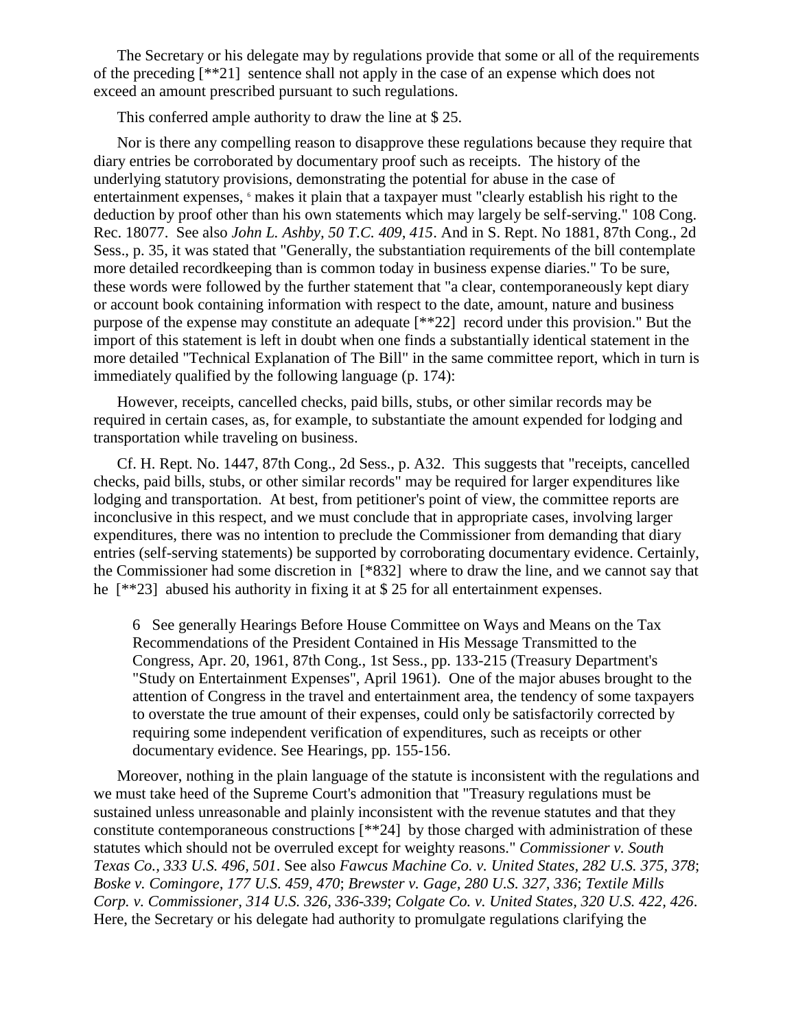The Secretary or his delegate may by regulations provide that some or all of the requirements of the preceding [**21] sentence shall not apply in the case of an expense which does not exceed an amount prescribed pursuant to such regulations.

This conferred ample authority to draw the line at $ 25.

Nor is there any compelling reason to disapprove these regulations because they require that diary entries be corroborated by documentary proof such as receipts. The history of the underlying statutory provisions, demonstrating the potential for abuse in the case of entertainment expenses, [6] makes it plain that a taxpayer must "clearly establish his right to the deduction by proof other than his own statements which may largely be self-serving." 108 Cong. Rec. 18077. See also *John L. Ashby, 50 T.C. 409, 415*. And in S. Rept. No 1881, 87th Cong., 2d Sess., p. 35, it was stated that "Generally, the substantiation requirements of the bill contemplate more detailed recordkeeping than is common today in business expense diaries." To be sure, these words were followed by the further statement that "a clear, contemporaneously kept diary or account book containing information with respect to the date, amount, nature and business purpose of the expense may constitute an adequate [**22] record under this provision." But the import of this statement is left in doubt when one finds a substantially identical statement in the more detailed "Technical Explanation of The Bill" in the same committee report, which in turn is immediately qualified by the following language (p. 174):

However, receipts, cancelled checks, paid bills, stubs, or other similar records may be required in certain cases, as, for example, to substantiate the amount expended for lodging and transportation while traveling on business.

Cf. H. Rept. No. 1447, 87th Cong., 2d Sess., p. A32. This suggests that "receipts, cancelled checks, paid bills, stubs, or other similar records" may be required for larger expenditures like lodging and transportation. At best, from petitioner's point of view, the committee reports are inconclusive in this respect, and we must conclude that in appropriate cases, involving larger expenditures, there was no intention to preclude the Commissioner from demanding that diary entries (self-serving statements) be supported by corroborating documentary evidence. Certainly, the Commissioner had some discretion in [*832] where to draw the line, and we cannot say that he [**23] abused his authority in fixing it at $ 25 for all entertainment expenses.

> 6 See generally Hearings Before House Committee on Ways and Means on the Tax Recommendations of the President Contained in His Message Transmitted to the Congress, Apr. 20, 1961, 87th Cong., 1st Sess., pp. 133-215 (Treasury Department's "Study on Entertainment Expenses", April 1961). One of the major abuses brought to the attention of Congress in the travel and entertainment area, the tendency of some taxpayers to overstate the true amount of their expenses, could only be satisfactorily corrected by requiring some independent verification of expenditures, such as receipts or other documentary evidence. See Hearings, pp. 155-156.

Moreover, nothing in the plain language of the statute is inconsistent with the regulations and we must take heed of the Supreme Court's admonition that "Treasury regulations must be sustained unless unreasonable and plainly inconsistent with the revenue statutes and that they constitute contemporaneous constructions [**24] by those charged with administration of these statutes which should not be overruled except for weighty reasons." *Commissioner v. South Texas Co., 333 U.S. 496, 501*. See also *Fawcus Machine Co. v. United States, 282 U.S. 375, 378*; *Boske v. Comingore, 177 U.S. 459, 470*; *Brewster v. Gage, 280 U.S. 327, 336*; *Textile Mills Corp. v. Commissioner, 314 U.S. 326, 336-339*; *Colgate Co. v. United States, 320 U.S. 422, 426*. Here, the Secretary or his delegate had authority to promulgate regulations clarifying the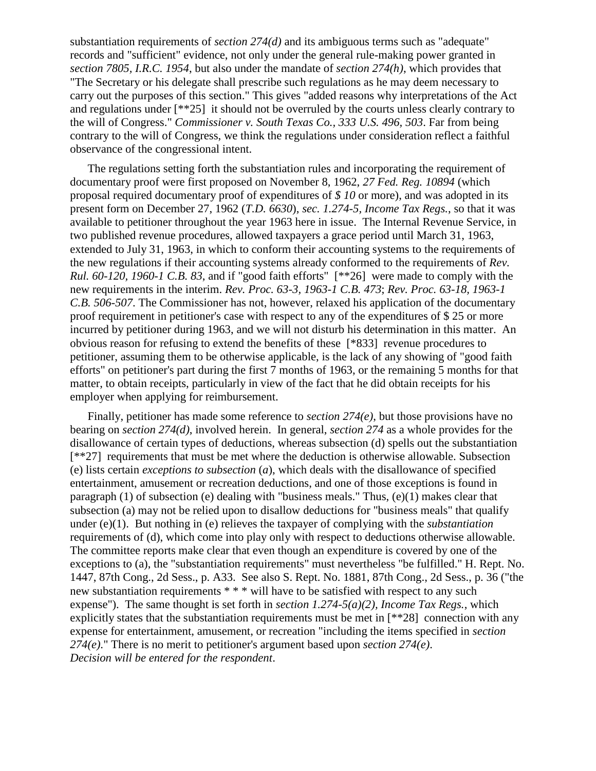substantiation requirements of *section 274(d)* and its ambiguous terms such as "adequate" records and "sufficient" evidence, not only under the general rule-making power granted in *section 7805, I.R.C. 1954*, but also under the mandate of *section 274(h)*, which provides that "The Secretary or his delegate shall prescribe such regulations as he may deem necessary to carry out the purposes of this section." This gives "added reasons why interpretations of the Act and regulations under [**25] it should not be overruled by the courts unless clearly contrary to the will of Congress." *Commissioner v. South Texas Co., 333 U.S. 496, 503*. Far from being contrary to the will of Congress, we think the regulations under consideration reflect a faithful observance of the congressional intent.

The regulations setting forth the substantiation rules and incorporating the requirement of documentary proof were first proposed on November 8, 1962, *27 Fed. Reg. 10894* (which proposal required documentary proof of expenditures of *$ 10* or more), and was adopted in its present form on December 27, 1962 (*T.D. 6630*), *sec. 1.274-5, Income Tax Regs.*, so that it was available to petitioner throughout the year 1963 here in issue. The Internal Revenue Service, in two published revenue procedures, allowed taxpayers a grace period until March 31, 1963, extended to July 31, 1963, in which to conform their accounting systems to the requirements of the new regulations if their accounting systems already conformed to the requirements of *Rev. Rul. 60-120, 1960-1 C.B. 83*, and if "good faith efforts" [**26] were made to comply with the new requirements in the interim. *Rev. Proc. 63-3, 1963-1 C.B. 473*; *Rev. Proc. 63-18, 1963-1 C.B. 506-507*. The Commissioner has not, however, relaxed his application of the documentary proof requirement in petitioner's case with respect to any of the expenditures of $ 25 or more incurred by petitioner during 1963, and we will not disturb his determination in this matter. An obvious reason for refusing to extend the benefits of these [*833] revenue procedures to petitioner, assuming them to be otherwise applicable, is the lack of any showing of "good faith efforts" on petitioner's part during the first 7 months of 1963, or the remaining 5 months for that matter, to obtain receipts, particularly in view of the fact that he did obtain receipts for his employer when applying for reimbursement.

Finally, petitioner has made some reference to *section 274(e)*, but those provisions have no bearing on *section 274(d)*, involved herein. In general, *section 274* as a whole provides for the disallowance of certain types of deductions, whereas subsection (d) spells out the substantiation [**27] requirements that must be met where the deduction is otherwise allowable. Subsection (e) lists certain *exceptions to subsection (a)*, which deals with the disallowance of specified entertainment, amusement or recreation deductions, and one of those exceptions is found in paragraph (1) of subsection (e) dealing with "business meals." Thus, (e)(1) makes clear that subsection (a) may not be relied upon to disallow deductions for "business meals" that qualify under (e)(1). But nothing in (e) relieves the taxpayer of complying with the *substantiation* requirements of (d), which come into play only with respect to deductions otherwise allowable. The committee reports make clear that even though an expenditure is covered by one of the exceptions to (a), the "substantiation requirements" must nevertheless "be fulfilled." H. Rept. No. 1447, 87th Cong., 2d Sess., p. A33. See also S. Rept. No. 1881, 87th Cong., 2d Sess., p. 36 ("the new substantiation requirements * * * will have to be satisfied with respect to any such expense"). The same thought is set forth in *section 1.274-5(a)(2), Income Tax Regs.*, which explicitly states that the substantiation requirements must be met in [**28] connection with any expense for entertainment, amusement, or recreation "including the items specified in *section 274(e)*." There is no merit to petitioner's argument based upon *section 274(e)*.

*Decision will be entered for the respondent*.